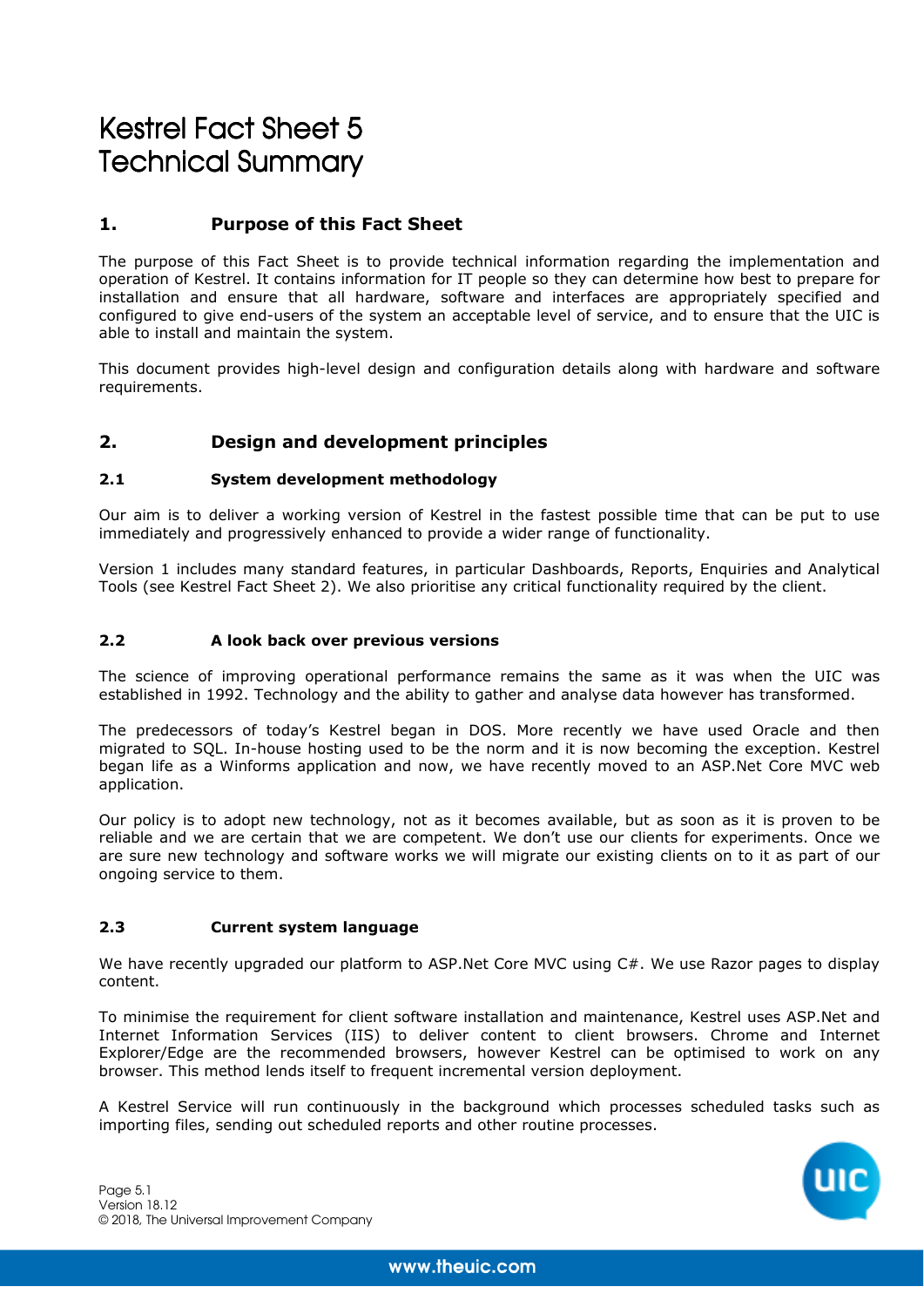# Kestrel Fact Sheet 5
# Technical Summary

## 1. Purpose of this Fact Sheet

The purpose of this Fact Sheet is to provide technical information regarding the implementation and operation of Kestrel. It contains information for IT people so they can determine how best to prepare for installation and ensure that all hardware, software and interfaces are appropriately specified and configured to give end-users of the system an acceptable level of service, and to ensure that the UIC is able to install and maintain the system.

This document provides high-level design and configuration details along with hardware and software requirements.

## 2. Design and development principles

### 2.1 System development methodology

Our aim is to deliver a working version of Kestrel in the fastest possible time that can be put to use immediately and progressively enhanced to provide a wider range of functionality.

Version 1 includes many standard features, in particular Dashboards, Reports, Enquiries and Analytical Tools (see Kestrel Fact Sheet 2). We also prioritise any critical functionality required by the client.

### 2.2 A look back over previous versions

The science of improving operational performance remains the same as it was when the UIC was established in 1992. Technology and the ability to gather and analyse data however has transformed.

The predecessors of today's Kestrel began in DOS. More recently we have used Oracle and then migrated to SQL. In-house hosting used to be the norm and it is now becoming the exception. Kestrel began life as a Winforms application and now, we have recently moved to an ASP.Net Core MVC web application.

Our policy is to adopt new technology, not as it becomes available, but as soon as it is proven to be reliable and we are certain that we are competent. We don't use our clients for experiments. Once we are sure new technology and software works we will migrate our existing clients on to it as part of our ongoing service to them.

### 2.3 Current system language

We have recently upgraded our platform to ASP.Net Core MVC using C#. We use Razor pages to display content.

To minimise the requirement for client software installation and maintenance, Kestrel uses ASP.Net and Internet Information Services (IIS) to deliver content to client browsers. Chrome and Internet Explorer/Edge are the recommended browsers, however Kestrel can be optimised to work on any browser. This method lends itself to frequent incremental version deployment.

A Kestrel Service will run continuously in the background which processes scheduled tasks such as importing files, sending out scheduled reports and other routine processes.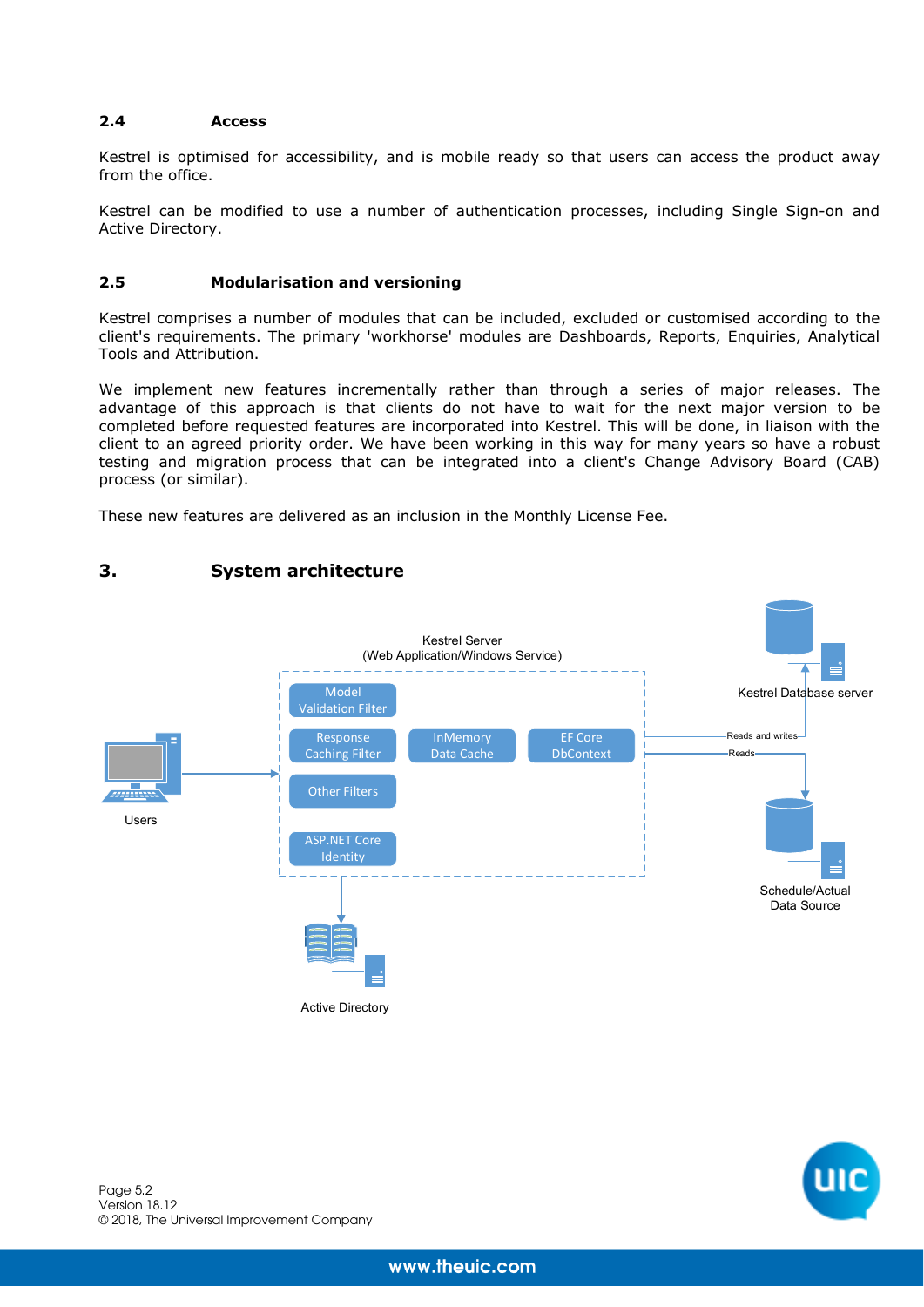### 2.4 Access

Kestrel is optimised for accessibility, and is mobile ready so that users can access the product away from the office.

Kestrel can be modified to use a number of authentication processes, including Single Sign-on and Active Directory.

### 2.5 Modularisation and versioning

Kestrel comprises a number of modules that can be included, excluded or customised according to the client's requirements. The primary 'workhorse' modules are Dashboards, Reports, Enquiries, Analytical Tools and Attribution.

We implement new features incrementally rather than through a series of major releases. The advantage of this approach is that clients do not have to wait for the next major version to be completed before requested features are incorporated into Kestrel. This will be done, in liaison with the client to an agreed priority order. We have been working in this way for many years so have a robust testing and migration process that can be integrated into a client's Change Advisory Board (CAB) process (or similar).

These new features are delivered as an inclusion in the Monthly License Fee.

## 3. System architecture

Kestrel Server
(Web Application/Windows Service)

Model Validation Filter

Response Caching Filter

InMemory Data Cache

EF Core DbContext

Other Filters

ASP.NET Core Identity

Users

Active Directory

Reads and writes

Reads

Kestrel Database server

Schedule/Actual Data Source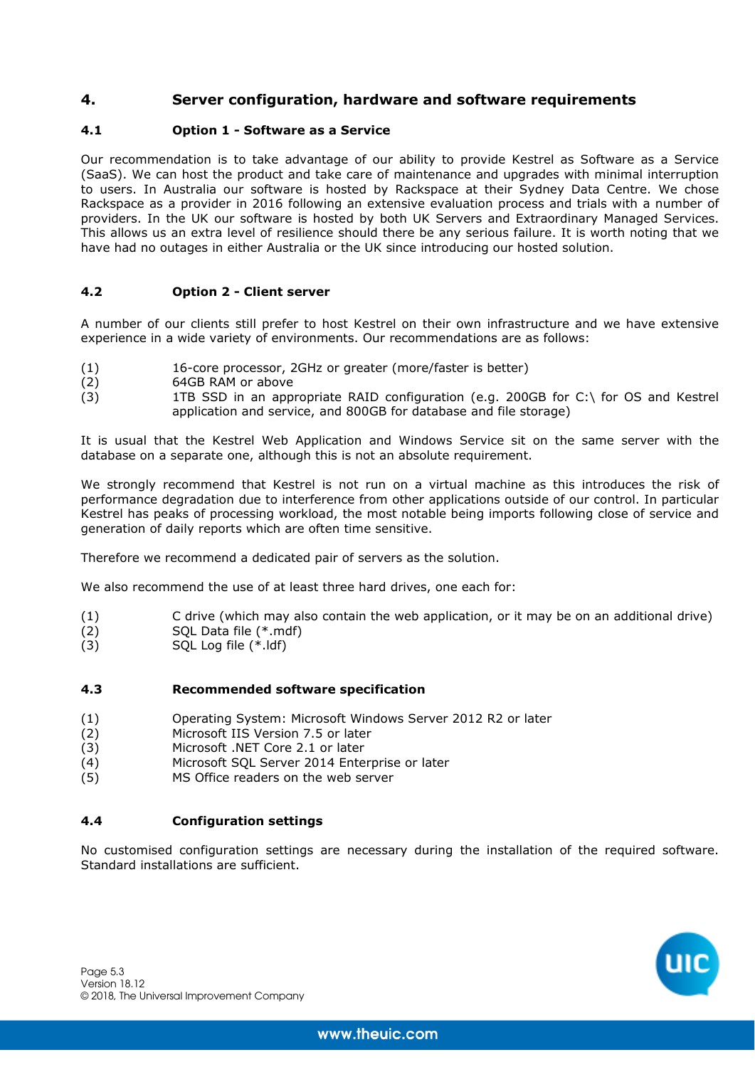## 4. Server configuration, hardware and software requirements

### 4.1 Option 1 - Software as a Service

Our recommendation is to take advantage of our ability to provide Kestrel as Software as a Service (SaaS). We can host the product and take care of maintenance and upgrades with minimal interruption to users. In Australia our software is hosted by Rackspace at their Sydney Data Centre. We chose Rackspace as a provider in 2016 following an extensive evaluation process and trials with a number of providers. In the UK our software is hosted by both UK Servers and Extraordinary Managed Services. This allows us an extra level of resilience should there be any serious failure. It is worth noting that we have had no outages in either Australia or the UK since introducing our hosted solution.

### 4.2 Option 2 - Client server

A number of our clients still prefer to host Kestrel on their own infrastructure and we have extensive experience in a wide variety of environments. Our recommendations are as follows:

(1) 16-core processor, 2GHz or greater (more/faster is better)
(2) 64GB RAM or above
(3) 1TB SSD in an appropriate RAID configuration (e.g. 200GB for C:\ for OS and Kestrel application and service, and 800GB for database and file storage)

It is usual that the Kestrel Web Application and Windows Service sit on the same server with the database on a separate one, although this is not an absolute requirement.

We strongly recommend that Kestrel is not run on a virtual machine as this introduces the risk of performance degradation due to interference from other applications outside of our control. In particular Kestrel has peaks of processing workload, the most notable being imports following close of service and generation of daily reports which are often time sensitive.

Therefore we recommend a dedicated pair of servers as the solution.

We also recommend the use of at least three hard drives, one each for:

(1) C drive (which may also contain the web application, or it may be on an additional drive)
(2) SQL Data file (*.mdf)
(3) SQL Log file (*.ldf)

### 4.3 Recommended software specification

(1) Operating System: Microsoft Windows Server 2012 R2 or later
(2) Microsoft IIS Version 7.5 or later
(3) Microsoft .NET Core 2.1 or later
(4) Microsoft SQL Server 2014 Enterprise or later
(5) MS Office readers on the web server

### 4.4 Configuration settings

No customised configuration settings are necessary during the installation of the required software. Standard installations are sufficient.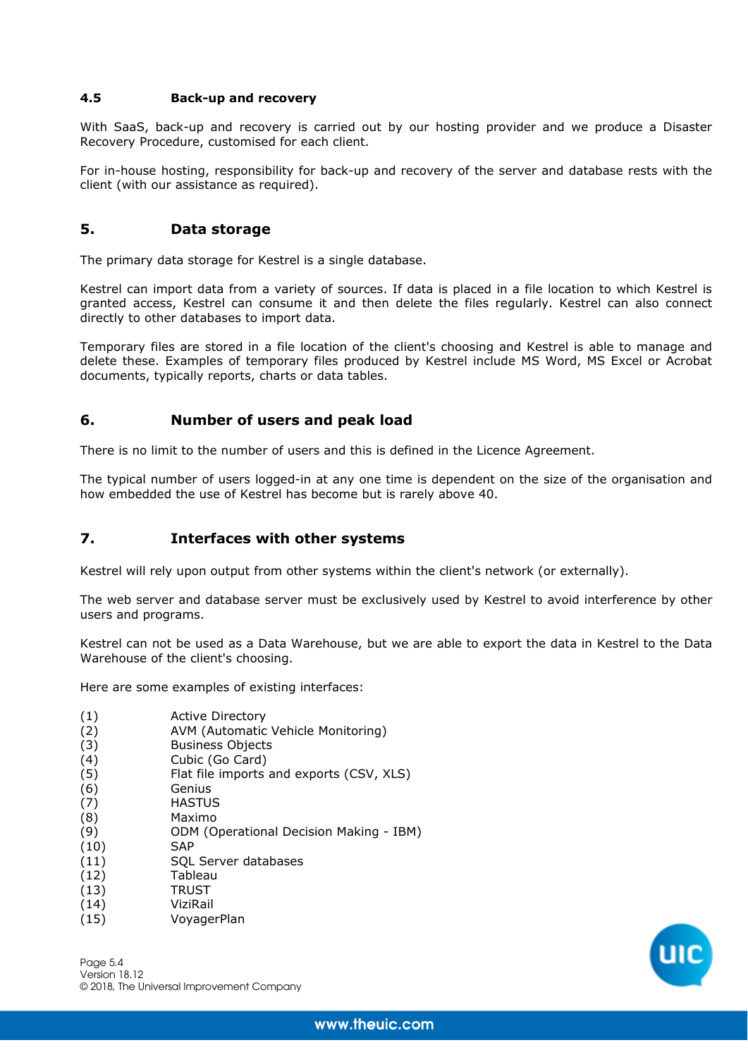### 4.5 Back-up and recovery

With SaaS, back-up and recovery is carried out by our hosting provider and we produce a Disaster Recovery Procedure, customised for each client.

For in-house hosting, responsibility for back-up and recovery of the server and database rests with the client (with our assistance as required).

## 5. Data storage

The primary data storage for Kestrel is a single database.

Kestrel can import data from a variety of sources. If data is placed in a file location to which Kestrel is granted access, Kestrel can consume it and then delete the files regularly. Kestrel can also connect directly to other databases to import data.

Temporary files are stored in a file location of the client's choosing and Kestrel is able to manage and delete these. Examples of temporary files produced by Kestrel include MS Word, MS Excel or Acrobat documents, typically reports, charts or data tables.

## 6. Number of users and peak load

There is no limit to the number of users and this is defined in the Licence Agreement.

The typical number of users logged-in at any one time is dependent on the size of the organisation and how embedded the use of Kestrel has become but is rarely above 40.

## 7. Interfaces with other systems

Kestrel will rely upon output from other systems within the client's network (or externally).

The web server and database server must be exclusively used by Kestrel to avoid interference by other users and programs.

Kestrel can not be used as a Data Warehouse, but we are able to export the data in Kestrel to the Data Warehouse of the client's choosing.

Here are some examples of existing interfaces:

(1) Active Directory
(2) AVM (Automatic Vehicle Monitoring)
(3) Business Objects
(4) Cubic (Go Card)
(5) Flat file imports and exports (CSV, XLS)
(6) Genius
(7) HASTUS
(8) Maximo
(9) ODM (Operational Decision Making - IBM)
(10) SAP
(11) SQL Server databases
(12) Tableau
(13) TRUST
(14) ViziRail
(15) VoyagerPlan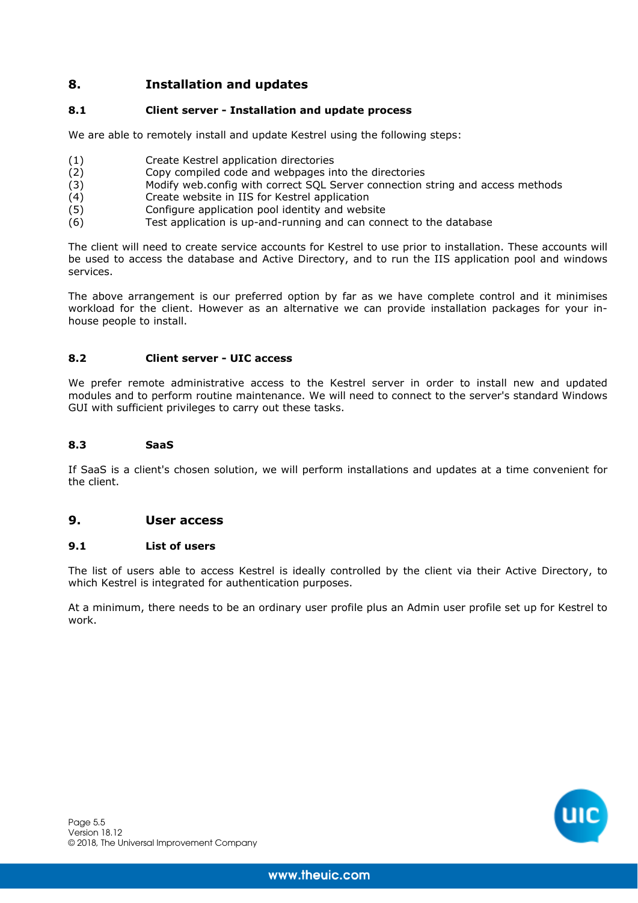## 8. Installation and updates

### 8.1 Client server - Installation and update process

We are able to remotely install and update Kestrel using the following steps:

(1) Create Kestrel application directories
(2) Copy compiled code and webpages into the directories
(3) Modify web.config with correct SQL Server connection string and access methods
(4) Create website in IIS for Kestrel application
(5) Configure application pool identity and website
(6) Test application is up-and-running and can connect to the database

The client will need to create service accounts for Kestrel to use prior to installation. These accounts will be used to access the database and Active Directory, and to run the IIS application pool and windows services.

The above arrangement is our preferred option by far as we have complete control and it minimises workload for the client. However as an alternative we can provide installation packages for your in-house people to install.

### 8.2 Client server - UIC access

We prefer remote administrative access to the Kestrel server in order to install new and updated modules and to perform routine maintenance. We will need to connect to the server's standard Windows GUI with sufficient privileges to carry out these tasks.

### 8.3 SaaS

If SaaS is a client's chosen solution, we will perform installations and updates at a time convenient for the client.

## 9. User access

### 9.1 List of users

The list of users able to access Kestrel is ideally controlled by the client via their Active Directory, to which Kestrel is integrated for authentication purposes.

At a minimum, there needs to be an ordinary user profile plus an Admin user profile set up for Kestrel to work.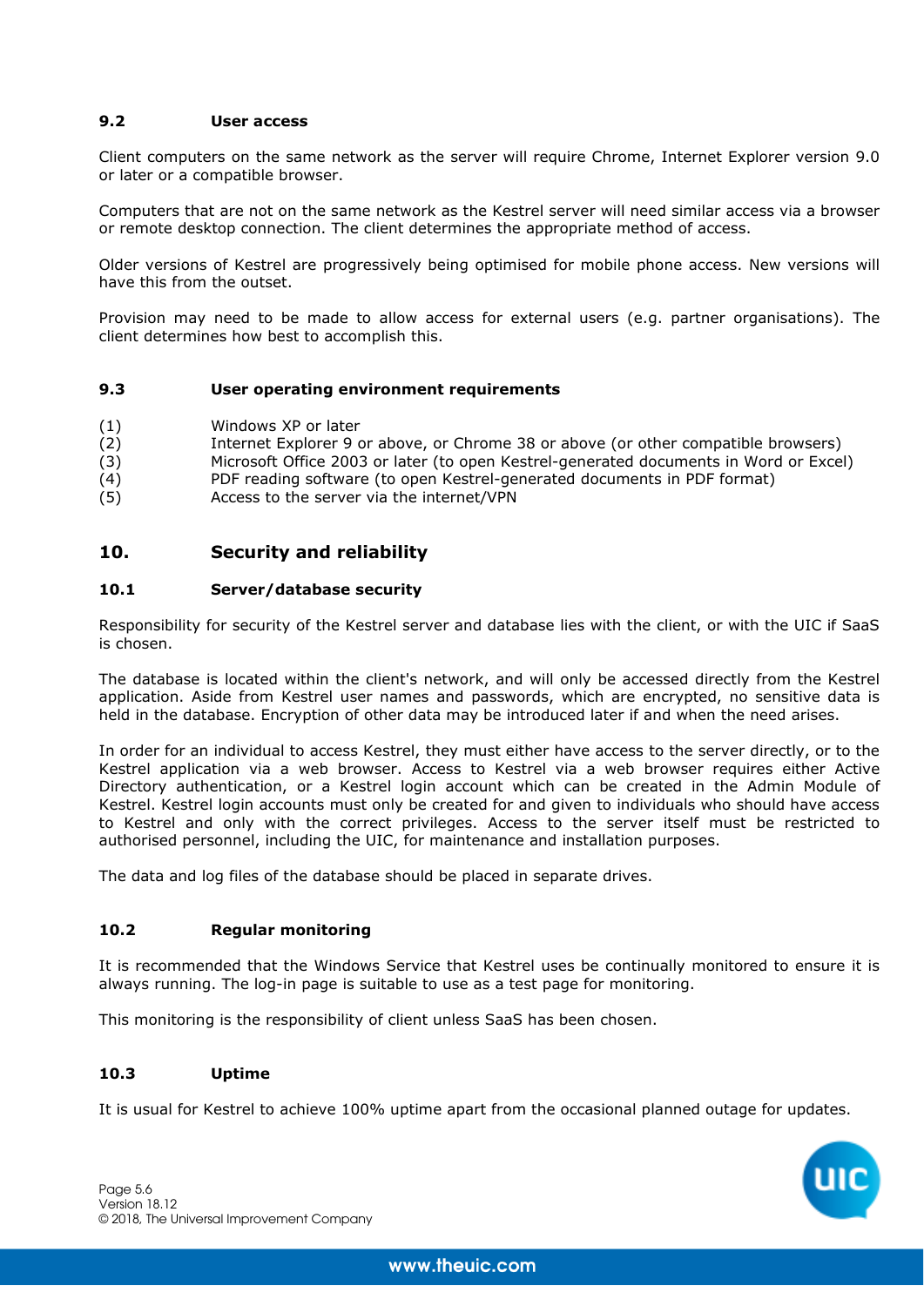### 9.2 User access

Client computers on the same network as the server will require Chrome, Internet Explorer version 9.0 or later or a compatible browser.

Computers that are not on the same network as the Kestrel server will need similar access via a browser or remote desktop connection. The client determines the appropriate method of access.

Older versions of Kestrel are progressively being optimised for mobile phone access. New versions will have this from the outset.

Provision may need to be made to allow access for external users (e.g. partner organisations). The client determines how best to accomplish this.

### 9.3 User operating environment requirements

(1) Windows XP or later
(2) Internet Explorer 9 or above, or Chrome 38 or above (or other compatible browsers)
(3) Microsoft Office 2003 or later (to open Kestrel-generated documents in Word or Excel)
(4) PDF reading software (to open Kestrel-generated documents in PDF format)
(5) Access to the server via the internet/VPN

## 10. Security and reliability

### 10.1 Server/database security

Responsibility for security of the Kestrel server and database lies with the client, or with the UIC if SaaS is chosen.

The database is located within the client's network, and will only be accessed directly from the Kestrel application. Aside from Kestrel user names and passwords, which are encrypted, no sensitive data is held in the database. Encryption of other data may be introduced later if and when the need arises.

In order for an individual to access Kestrel, they must either have access to the server directly, or to the Kestrel application via a web browser. Access to Kestrel via a web browser requires either Active Directory authentication, or a Kestrel login account which can be created in the Admin Module of Kestrel. Kestrel login accounts must only be created for and given to individuals who should have access to Kestrel and only with the correct privileges. Access to the server itself must be restricted to authorised personnel, including the UIC, for maintenance and installation purposes.

The data and log files of the database should be placed in separate drives.

### 10.2 Regular monitoring

It is recommended that the Windows Service that Kestrel uses be continually monitored to ensure it is always running. The log-in page is suitable to use as a test page for monitoring.

This monitoring is the responsibility of client unless SaaS has been chosen.

### 10.3 Uptime

It is usual for Kestrel to achieve 100% uptime apart from the occasional planned outage for updates.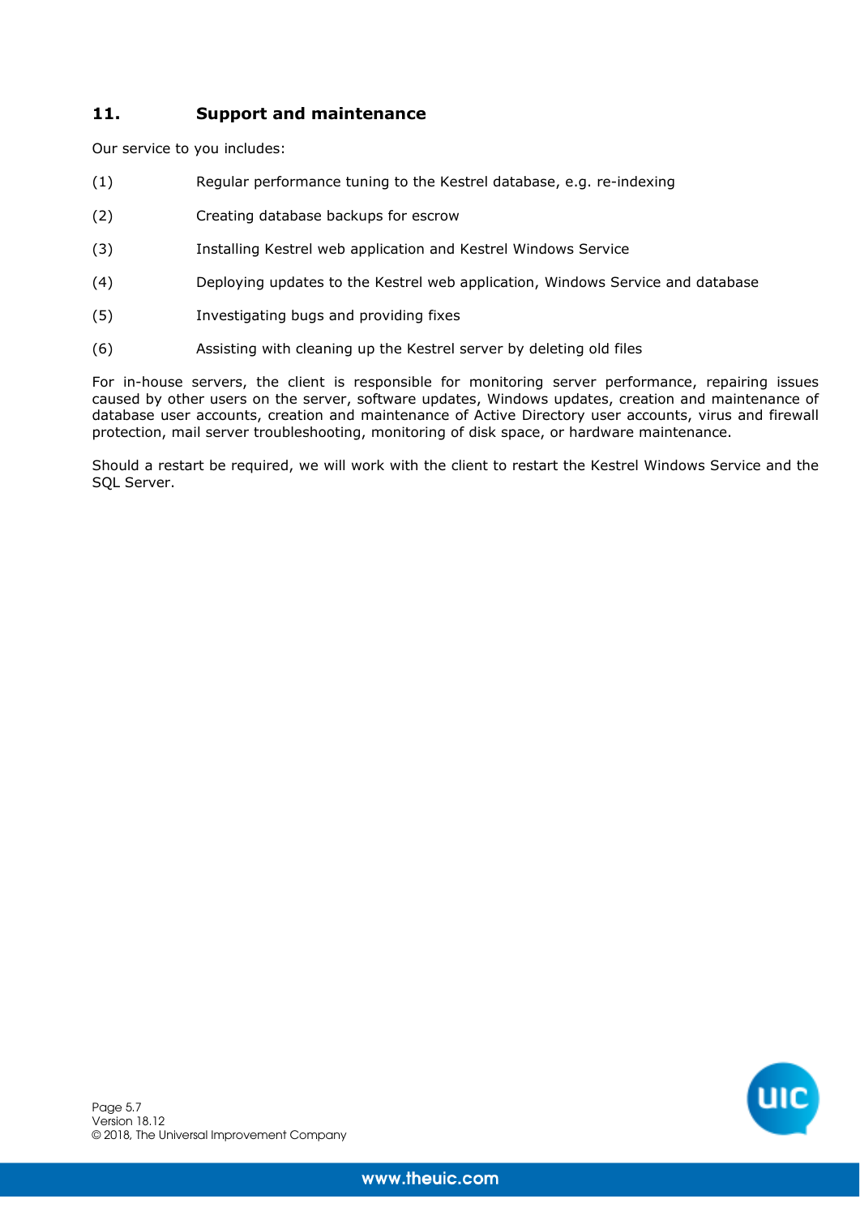## 11. Support and maintenance

Our service to you includes:

(1) Regular performance tuning to the Kestrel database, e.g. re-indexing

(2) Creating database backups for escrow

(3) Installing Kestrel web application and Kestrel Windows Service

(4) Deploying updates to the Kestrel web application, Windows Service and database

(5) Investigating bugs and providing fixes

(6) Assisting with cleaning up the Kestrel server by deleting old files

For in-house servers, the client is responsible for monitoring server performance, repairing issues caused by other users on the server, software updates, Windows updates, creation and maintenance of database user accounts, creation and maintenance of Active Directory user accounts, virus and firewall protection, mail server troubleshooting, monitoring of disk space, or hardware maintenance.

Should a restart be required, we will work with the client to restart the Kestrel Windows Service and the SQL Server.